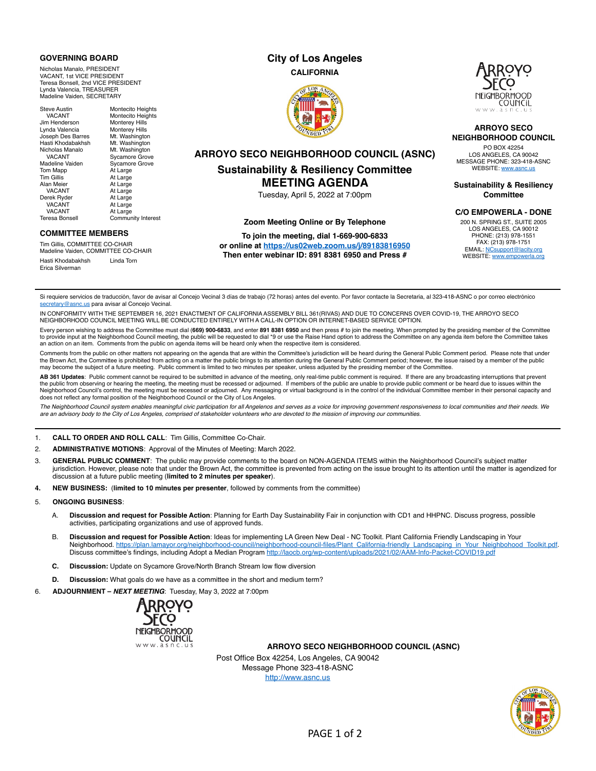## GOVERNING BOARD

Nicholas Manalo, PRESIDENT
VACANT, 1st VICE PRESIDENT
Teresa Bonsell, 2nd VICE PRESIDENT
Lynda Valencia, TREASURER
Madeline Vaiden, SECRETARY

| | |
|---|---|
| Steve Austin | Montecito Heights |
| VACANT | Montecito Heights |
| Jim Henderson | Monterey Hills |
| Lynda Valencia | Monterey Hills |
| Joseph Des Barres | Mt. Washington |
| Hasti Khodabakhsh | Mt. Washington |
| Nicholas Manalo | Mt. Washington |
| VACANT | Sycamore Grove |
| Madeline Vaiden | Sycamore Grove |
| Tom Mapp | At Large |
| Tim Gillis | At Large |
| Alan Meier | At Large |
| VACANT | At Large |
| Derek Ryder | At Large |
| VACANT | At Large |
| VACANT | At Large |
| Teresa Bonsell | Community Interest |

## COMMITTEE MEMBERS

Tim Gillis, COMMITTEE CO-CHAIR
Madeline Vaiden, COMMITTEE CO-CHAIR
Hasti Khodabakhsh    Linda Torn
Erica Silverman

# City of Los Angeles

**CALIFORNIA**

# ARROYO SECO NEIGHBORHOOD COUNCIL (ASNC)

## Sustainability & Resiliency Committee

## MEETING AGENDA

Tuesday, April 5, 2022 at 7:00pm

**Zoom Meeting Online or By Telephone**

**To join the meeting, dial 1-669-900-6833**
**or online at https://us02web.zoom.us/j/89183816950**
**Then enter webinar ID: 891 8381 6950 and Press #**

**ARROYO SECO NEIGHBORHOOD COUNCIL**

PO BOX 42254
LOS ANGELES, CA 90042
MESSAGE PHONE: 323-418-ASNC
WEBSITE: www.asnc.us

**Sustainability & Resiliency Committee**

**C/O EMPOWERLA - DONE**

200 N. SPRING ST., SUITE 2005
LOS ANGELES, CA 90012
PHONE: (213) 978-1551
FAX: (213) 978-1751
EMAIL: NCsupport@lacity.org
WEBSITE: www.empowerla.org

---

Si requiere servicios de traducción, favor de avisar al Concejo Vecinal 3 días de trabajo (72 horas) antes del evento. Por favor contacte la Secretaria, al 323-418-ASNC o por correo electrónico secretary@asnc.us para avisar al Concejo Vecinal.

IN CONFORMITY WITH THE SEPTEMBER 16, 2021 ENACTMENT OF CALIFORNIA ASSEMBLY BILL 361(RIVAS) AND DUE TO CONCERNS OVER COVID-19, THE ARROYO SECO NEIGHBORHOOD COUNCIL MEETING WILL BE CONDUCTED ENTIRELY WITH A CALL-IN OPTION OR INTERNET-BASED SERVICE OPTION.

Every person wishing to address the Committee must dial **(669) 900-6833**, and enter **891 8381 6950** and then press # to join the meeting. When prompted by the presiding member of the Committee to provide input at the Neighborhood Council meeting, the public will be requested to dial *9 or use the Raise Hand option to address the Committee on any agenda item before the Committee takes an action on an item. Comments from the public on agenda items will be heard only when the respective item is considered.

Comments from the public on other matters not appearing on the agenda that are within the Committee's jurisdiction will be heard during the General Public Comment period. Please note that under the Brown Act, the Committee is prohibited from acting on a matter the public brings to its attention during the General Public Comment period; however, the issue raised by a member of the public may become the subject of a future meeting. Public comment is limited to two minutes per speaker, unless adjusted by the presiding member of the Committee.

**AB 361 Updates**: Public comment cannot be required to be submitted in advance of the meeting, only real-time public comment is required. If there are any broadcasting interruptions that prevent the public from observing or hearing the meeting, the meeting must be recessed or adjourned. If members of the public are unable to provide public comment or be heard due to issues within the Neighborhood Council's control, the meeting must be recessed or adjourned. Any messaging or virtual background is in the control of the individual Committee member in their personal capacity and does not reflect any formal position of the Neighborhood Council or the City of Los Angeles.

*The Neighborhood Council system enables meaningful civic participation for all Angelenos and serves as a voice for improving government responsiveness to local communities and their needs. We are an advisory body to the City of Los Angeles, comprised of stakeholder volunteers who are devoted to the mission of improving our communities.*

---

1. **CALL TO ORDER AND ROLL CALL**: Tim Gillis, Committee Co-Chair.
2. **ADMINISTRATIVE MOTIONS**: Approval of the Minutes of Meeting: March 2022.
3. **GENERAL PUBLIC COMMENT**: The public may provide comments to the board on NON-AGENDA ITEMS within the Neighborhood Council's subject matter jurisdiction. However, please note that under the Brown Act, the committee is prevented from acting on the issue brought to its attention until the matter is agendized for discussion at a future public meeting (**limited to 2 minutes per speaker**).
4. **NEW BUSINESS:** (**limited to 10 minutes per presenter**, followed by comments from the committee)
5. **ONGOING BUSINESS**:
   - A. **Discussion and request for Possible Action**: Planning for Earth Day Sustainability Fair in conjunction with CD1 and HHPNC. Discuss progress, possible activities, participating organizations and use of approved funds.
   - B. **Discussion and request for Possible Action**: Ideas for implementing LA Green New Deal - NC Toolkit. Plant California Friendly Landscaping in Your Neighborhood. https://plan.lamayor.org/neighborhood-council/neighborhood-council-files/Plant_California-friendly_Landscaping_in_Your_Neighbohood_Toolkit.pdf. Discuss committee's findings, including Adopt a Median Program http://laocb.org/wp-content/uploads/2021/02/AAM-Info-Packet-COVID19.pdf
   - **C. Discussion:** Update on Sycamore Grove/North Branch Stream low flow diversion
   - **D. Discussion:** What goals do we have as a committee in the short and medium term?
6. **ADJOURNMENT –** ***NEXT MEETING***: Tuesday, May 3, 2022 at 7:00pm

**ARROYO SECO NEIGHBORHOOD COUNCIL (ASNC)**
Post Office Box 42254, Los Angeles, CA 90042
Message Phone 323-418-ASNC
http://www.asnc.us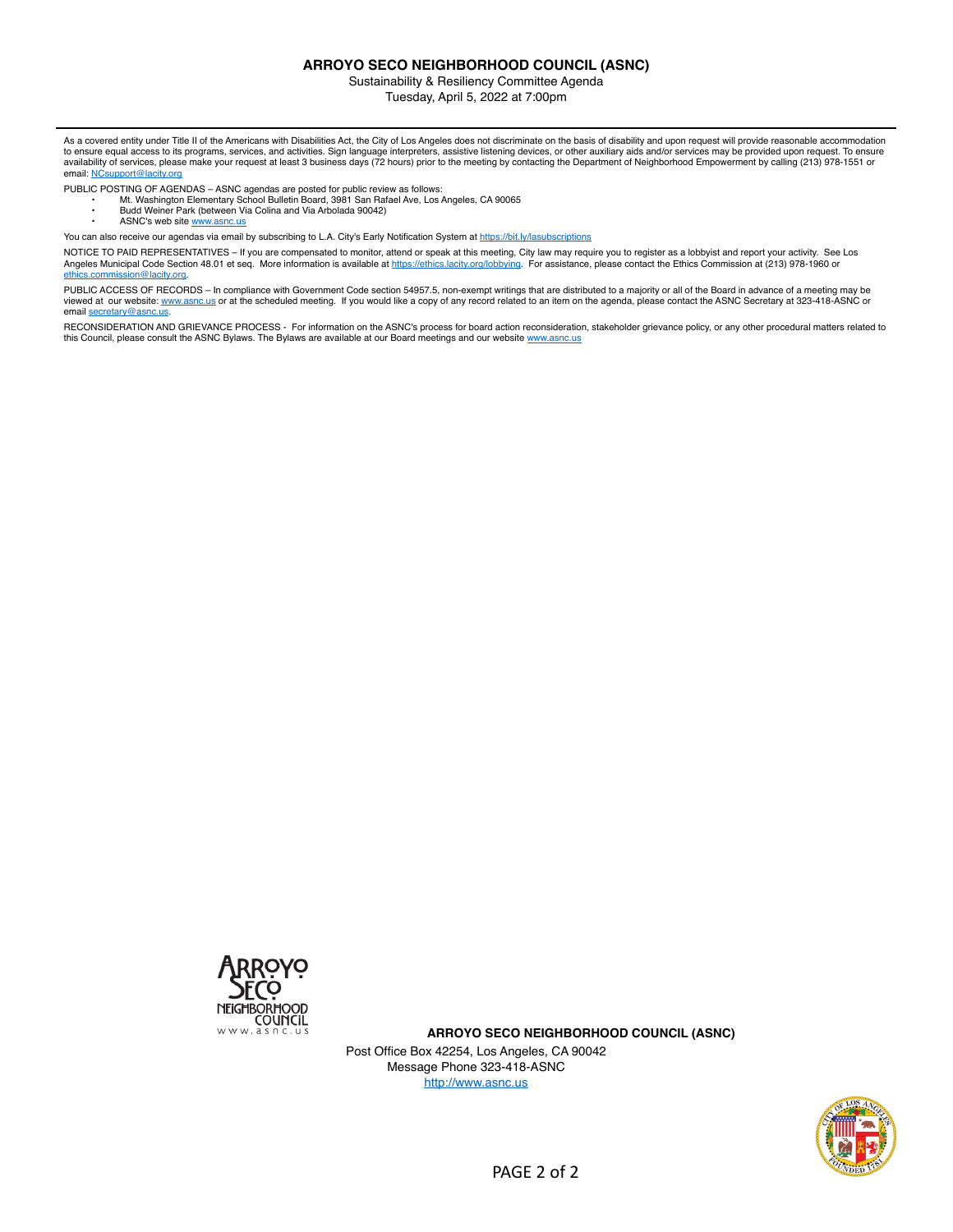**ARROYO SECO NEIGHBORHOOD COUNCIL (ASNC)**

Sustainability & Resiliency Committee Agenda

Tuesday, April 5, 2022 at 7:00pm

---

As a covered entity under Title II of the Americans with Disabilities Act, the City of Los Angeles does not discriminate on the basis of disability and upon request will provide reasonable accommodation to ensure equal access to its programs, services, and activities. Sign language interpreters, assistive listening devices, or other auxiliary aids and/or services may be provided upon request. To ensure availability of services, please make your request at least 3 business days (72 hours) prior to the meeting by contacting the Department of Neighborhood Empowerment by calling (213) 978-1551 or email: NCsupport@lacity.org

PUBLIC POSTING OF AGENDAS – ASNC agendas are posted for public review as follows:

- Mt. Washington Elementary School Bulletin Board, 3981 San Rafael Ave, Los Angeles, CA 90065
- Budd Weiner Park (between Via Colina and Via Arbolada 90042)
- ASNC's web site www.asnc.us

You can also receive our agendas via email by subscribing to L.A. City's Early Notification System at https://bit.ly/lasubscriptions

NOTICE TO PAID REPRESENTATIVES – If you are compensated to monitor, attend or speak at this meeting, City law may require you to register as a lobbyist and report your activity. See Los Angeles Municipal Code Section 48.01 et seq. More information is available at https://ethics.lacity.org/lobbying. For assistance, please contact the Ethics Commission at (213) 978-1960 or ethics.commission@lacity.org.

PUBLIC ACCESS OF RECORDS – In compliance with Government Code section 54957.5, non-exempt writings that are distributed to a majority or all of the Board in advance of a meeting may be viewed at our website: www.asnc.us or at the scheduled meeting. If you would like a copy of any record related to an item on the agenda, please contact the ASNC Secretary at 323-418-ASNC or email secretary@asnc.us.

RECONSIDERATION AND GRIEVANCE PROCESS - For information on the ASNC's process for board action reconsideration, stakeholder grievance policy, or any other procedural matters related to this Council, please consult the ASNC Bylaws. The Bylaws are available at our Board meetings and our website www.asnc.us

ARROYO SECO NEIGHBORHOOD COUNCIL www.asnc.us

**ARROYO SECO NEIGHBORHOOD COUNCIL (ASNC)**

Post Office Box 42254, Los Angeles, CA 90042

Message Phone 323-418-ASNC

http://www.asnc.us